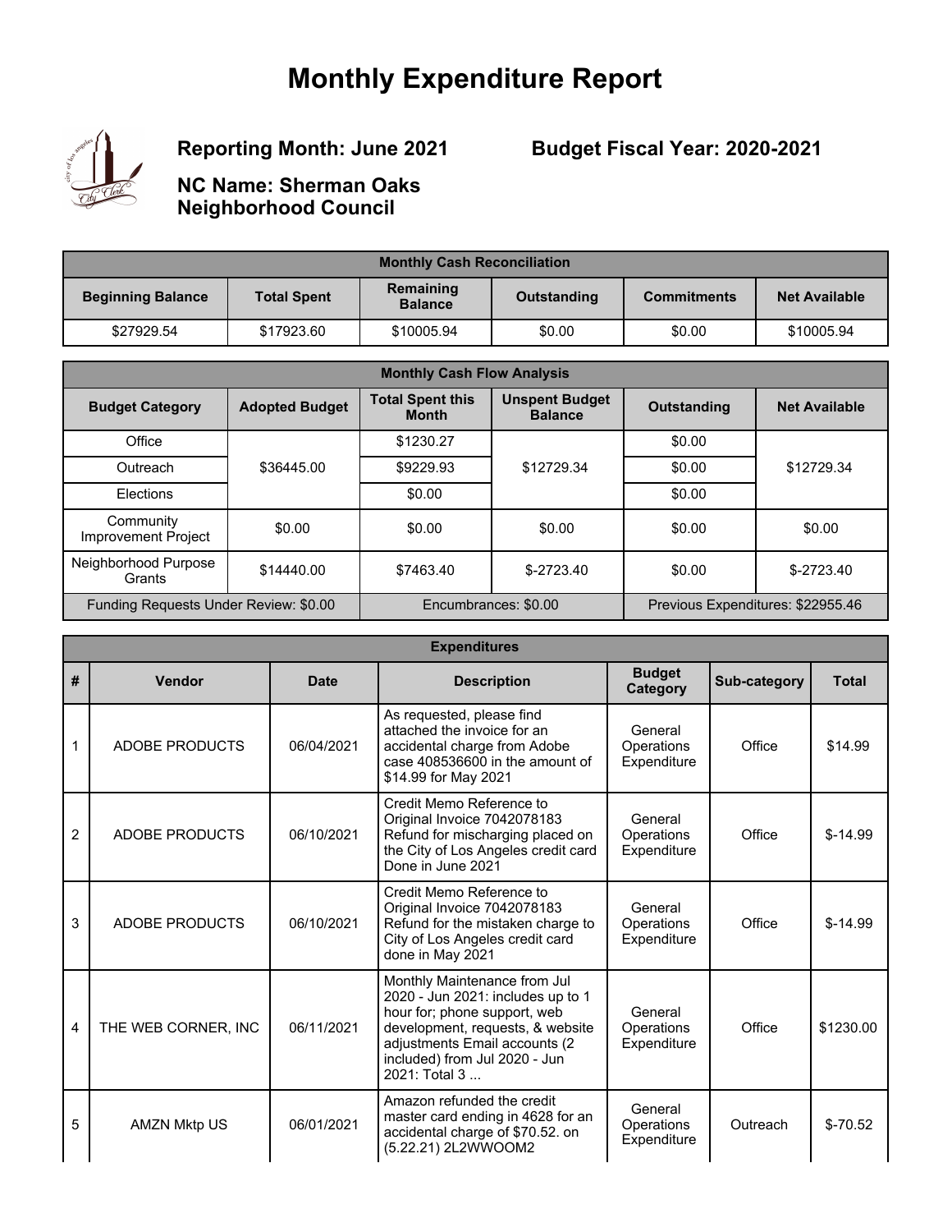# Monthly Expenditure Report

**Reporting Month: June 2021**

**Budget Fiscal Year: 2020-2021**

**NC Name: Sherman Oaks Neighborhood Council**

| Monthly Cash Reconciliation | | | | | |
|---|---|---|---|---|---|
| **Beginning Balance** | **Total Spent** | **Remaining Balance** | **Outstanding** | **Commitments** | **Net Available** |
| $27929.54 | $17923.60 | $10005.94 | $0.00 | $0.00 | $10005.94 |

| Monthly Cash Flow Analysis | | | | | |
|---|---|---|---|---|---|
| **Budget Category** | **Adopted Budget** | **Total Spent this Month** | **Unspent Budget Balance** | **Outstanding** | **Net Available** |
| Office | $36445.00 | $1230.27 | $12729.34 | $0.00 | $12729.34 |
| Outreach | | $9229.93 | | $0.00 | |
| Elections | | $0.00 | | $0.00 | |
| Community Improvement Project | $0.00 | $0.00 | $0.00 | $0.00 | $0.00 |
| Neighborhood Purpose Grants | $14440.00 | $7463.40 | $-2723.40 | $0.00 | $-2723.40 |
| Funding Requests Under Review: $0.00 | | Encumbrances: $0.00 | | Previous Expenditures: $22955.46 | |

| Expenditures | | | | | | |
|---|---|---|---|---|---|---|
| **#** | **Vendor** | **Date** | **Description** | **Budget Category** | **Sub-category** | **Total** |
| 1 | ADOBE PRODUCTS | 06/04/2021 | As requested, please find attached the invoice for an accidental charge from Adobe case 408536600 in the amount of $14.99 for May 2021 | General Operations Expenditure | Office | $14.99 |
| 2 | ADOBE PRODUCTS | 06/10/2021 | Credit Memo Reference to Original Invoice 7042078183 Refund for mischarging placed on the City of Los Angeles credit card Done in June 2021 | General Operations Expenditure | Office | $-14.99 |
| 3 | ADOBE PRODUCTS | 06/10/2021 | Credit Memo Reference to Original Invoice 7042078183 Refund for the mistaken charge to City of Los Angeles credit card done in May 2021 | General Operations Expenditure | Office | $-14.99 |
| 4 | THE WEB CORNER, INC | 06/11/2021 | Monthly Maintenance from Jul 2020 - Jun 2021: includes up to 1 hour for; phone support, web development, requests, & website adjustments Email accounts (2 included) from Jul 2020 - Jun 2021: Total 3 ... | General Operations Expenditure | Office | $1230.00 |
| 5 | AMZN Mktp US | 06/01/2021 | Amazon refunded the credit master card ending in 4628 for an accidental charge of $70.52. on (5.22.21) 2L2WWOOM2 | General Operations Expenditure | Outreach | $-70.52 |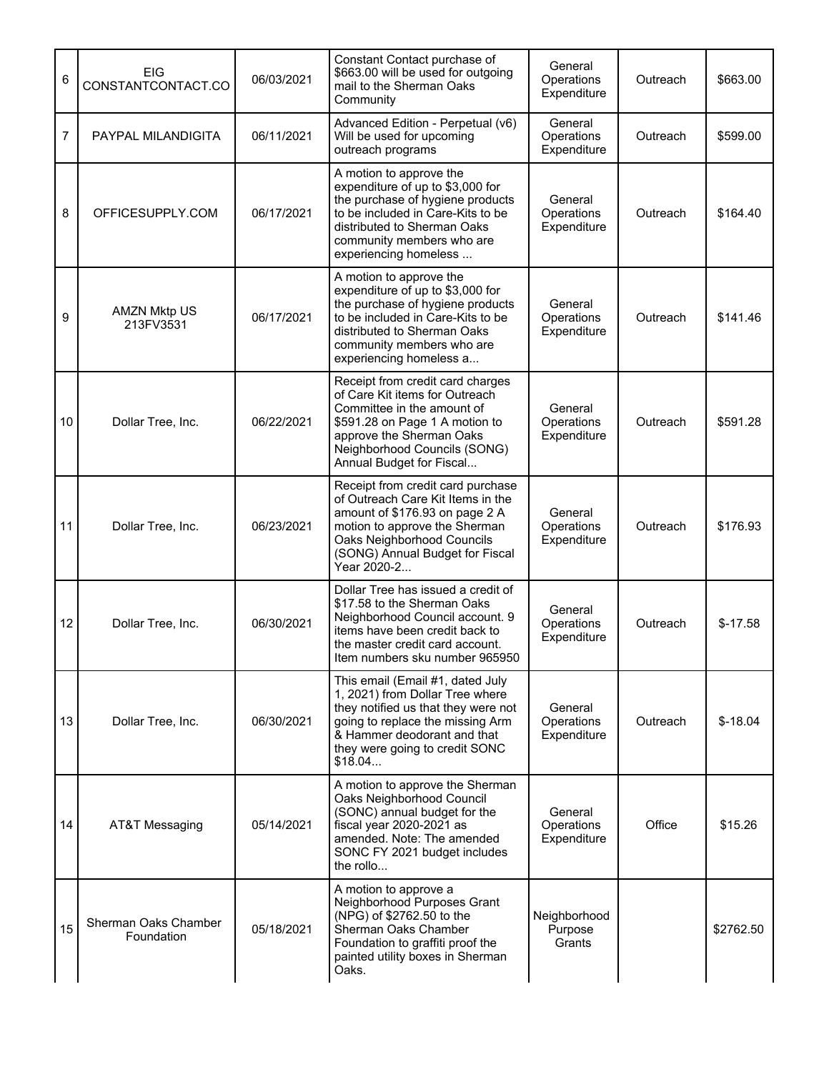| | | | | | | |
|---|---|---|---|---|---|---|
| 6 | EIG CONSTANTCONTACT.CO | 06/03/2021 | Constant Contact purchase of $663.00 will be used for outgoing mail to the Sherman Oaks Community | General Operations Expenditure | Outreach | $663.00 |
| 7 | PAYPAL MILANDIGITA | 06/11/2021 | Advanced Edition - Perpetual (v6) Will be used for upcoming outreach programs | General Operations Expenditure | Outreach | $599.00 |
| 8 | OFFICESUPPLY.COM | 06/17/2021 | A motion to approve the expenditure of up to $3,000 for the purchase of hygiene products to be included in Care-Kits to be distributed to Sherman Oaks community members who are experiencing homeless ... | General Operations Expenditure | Outreach | $164.40 |
| 9 | AMZN Mktp US 213FV3531 | 06/17/2021 | A motion to approve the expenditure of up to $3,000 for the purchase of hygiene products to be included in Care-Kits to be distributed to Sherman Oaks community members who are experiencing homeless a... | General Operations Expenditure | Outreach | $141.46 |
| 10 | Dollar Tree, Inc. | 06/22/2021 | Receipt from credit card charges of Care Kit items for Outreach Committee in the amount of $591.28 on Page 1 A motion to approve the Sherman Oaks Neighborhood Councils (SONG) Annual Budget for Fiscal... | General Operations Expenditure | Outreach | $591.28 |
| 11 | Dollar Tree, Inc. | 06/23/2021 | Receipt from credit card purchase of Outreach Care Kit Items in the amount of $176.93 on page 2 A motion to approve the Sherman Oaks Neighborhood Councils (SONG) Annual Budget for Fiscal Year 2020-2... | General Operations Expenditure | Outreach | $176.93 |
| 12 | Dollar Tree, Inc. | 06/30/2021 | Dollar Tree has issued a credit of $17.58 to the Sherman Oaks Neighborhood Council account. 9 items have been credit back to the master credit card account. Item numbers sku number 965950 | General Operations Expenditure | Outreach | $-17.58 |
| 13 | Dollar Tree, Inc. | 06/30/2021 | This email (Email #1, dated July 1, 2021) from Dollar Tree where they notified us that they were not going to replace the missing Arm & Hammer deodorant and that they were going to credit SONC $18.04... | General Operations Expenditure | Outreach | $-18.04 |
| 14 | AT&T Messaging | 05/14/2021 | A motion to approve the Sherman Oaks Neighborhood Council (SONC) annual budget for the fiscal year 2020-2021 as amended. Note: The amended SONC FY 2021 budget includes the rollo... | General Operations Expenditure | Office | $15.26 |
| 15 | Sherman Oaks Chamber Foundation | 05/18/2021 | A motion to approve a Neighborhood Purposes Grant (NPG) of $2762.50 to the Sherman Oaks Chamber Foundation to graffiti proof the painted utility boxes in Sherman Oaks. | Neighborhood Purpose Grants | | $2762.50 |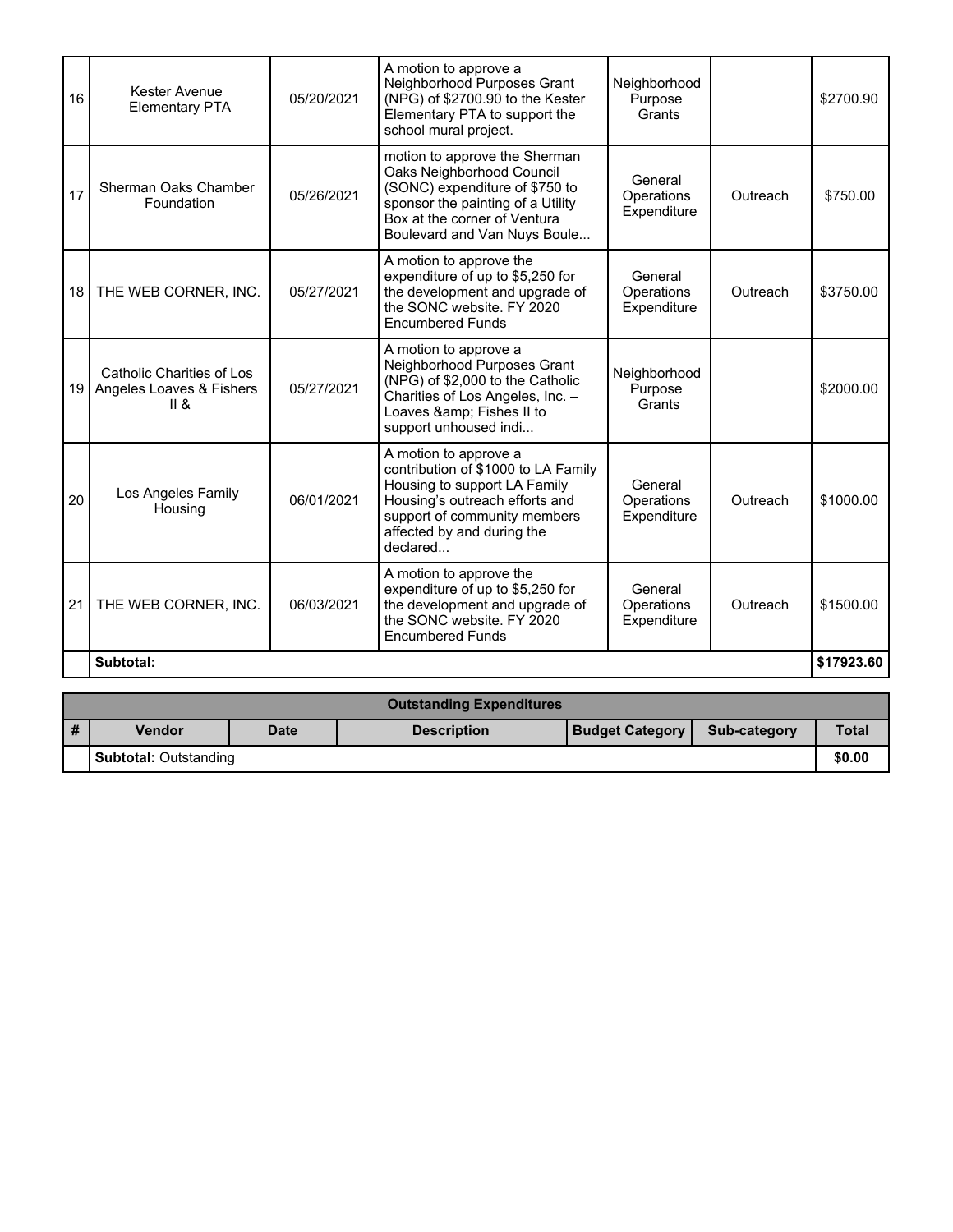| | | | | | | |
|---|---|---|---|---|---|---|
| 16 | Kester Avenue Elementary PTA | 05/20/2021 | A motion to approve a Neighborhood Purposes Grant (NPG) of $2700.90 to the Kester Elementary PTA to support the school mural project. | Neighborhood Purpose Grants | | $2700.90 |
| 17 | Sherman Oaks Chamber Foundation | 05/26/2021 | motion to approve the Sherman Oaks Neighborhood Council (SONC) expenditure of $750 to sponsor the painting of a Utility Box at the corner of Ventura Boulevard and Van Nuys Boule... | General Operations Expenditure | Outreach | $750.00 |
| 18 | THE WEB CORNER, INC. | 05/27/2021 | A motion to approve the expenditure of up to $5,250 for the development and upgrade of the SONC website. FY 2020 Encumbered Funds | General Operations Expenditure | Outreach | $3750.00 |
| 19 | Catholic Charities of Los Angeles Loaves & Fishers II & | 05/27/2021 | A motion to approve a Neighborhood Purposes Grant (NPG) of $2,000 to the Catholic Charities of Los Angeles, Inc. – Loaves &amp; Fishes II to support unhoused indi... | Neighborhood Purpose Grants | | $2000.00 |
| 20 | Los Angeles Family Housing | 06/01/2021 | A motion to approve a contribution of $1000 to LA Family Housing to support LA Family Housing's outreach efforts and support of community members affected by and during the declared... | General Operations Expenditure | Outreach | $1000.00 |
| 21 | THE WEB CORNER, INC. | 06/03/2021 | A motion to approve the expenditure of up to $5,250 for the development and upgrade of the SONC website. FY 2020 Encumbered Funds | General Operations Expenditure | Outreach | $1500.00 |
| | **Subtotal:** | | | | | **$17923.60** |

| Outstanding Expenditures | | | | | | |
|---|---|---|---|---|---|---|
| **#** | **Vendor** | **Date** | **Description** | **Budget Category** | **Sub-category** | **Total** |
| | **Subtotal:** Outstanding | | | | | **$0.00** |